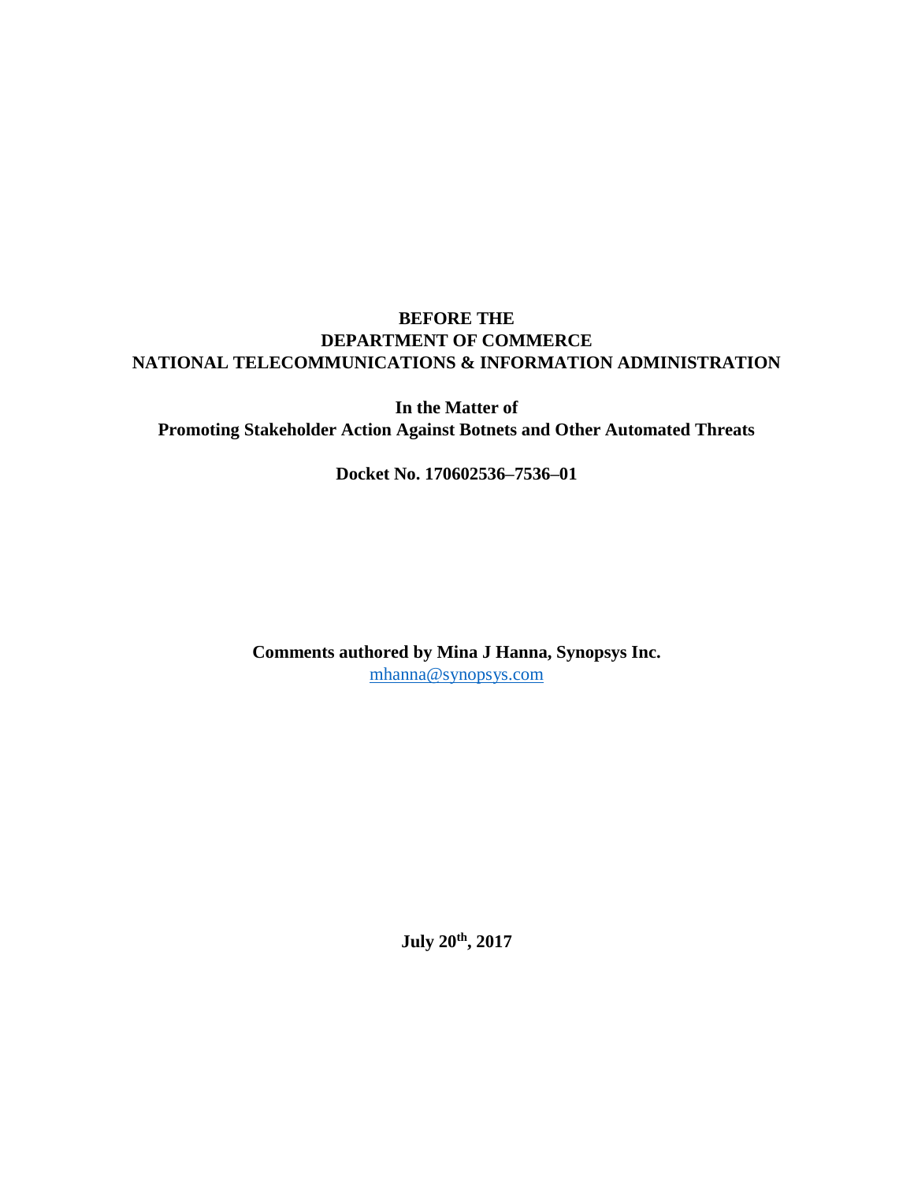**BEFORE THE**
**DEPARTMENT OF COMMERCE**
**NATIONAL TELECOMMUNICATIONS & INFORMATION ADMINISTRATION**

**In the Matter of**
**Promoting Stakeholder Action Against Botnets and Other Automated Threats**

**Docket No. 170602536–7536–01**

**Comments authored by Mina J Hanna, Synopsys Inc.**
mhanna@synopsys.com

**July 20th, 2017**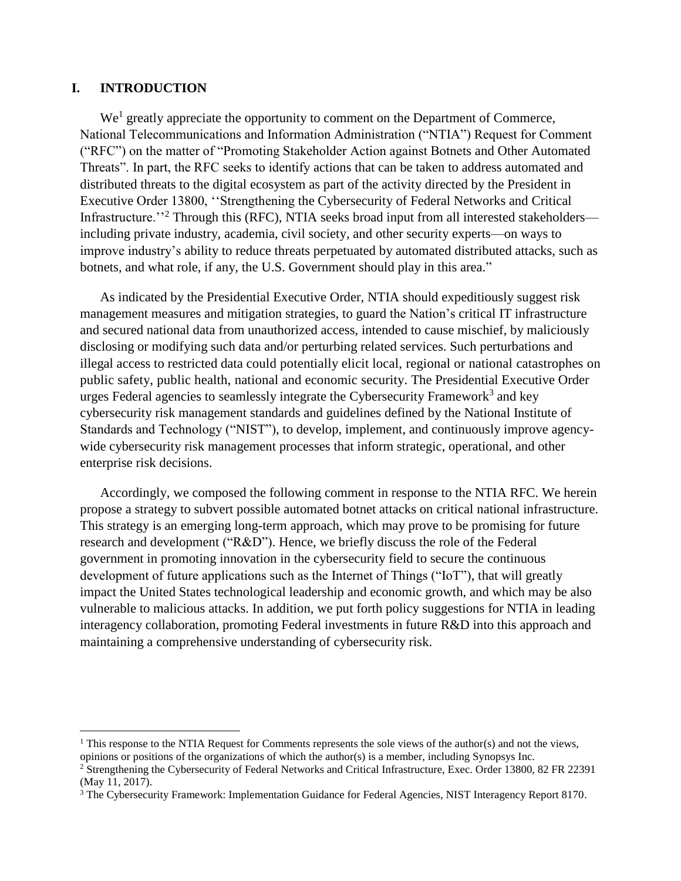## I. INTRODUCTION

We[1] greatly appreciate the opportunity to comment on the Department of Commerce, National Telecommunications and Information Administration ("NTIA") Request for Comment ("RFC") on the matter of "Promoting Stakeholder Action against Botnets and Other Automated Threats". In part, the RFC seeks to identify actions that can be taken to address automated and distributed threats to the digital ecosystem as part of the activity directed by the President in Executive Order 13800, ''Strengthening the Cybersecurity of Federal Networks and Critical Infrastructure.''[2] Through this (RFC), NTIA seeks broad input from all interested stakeholders—including private industry, academia, civil society, and other security experts—on ways to improve industry's ability to reduce threats perpetuated by automated distributed attacks, such as botnets, and what role, if any, the U.S. Government should play in this area."

As indicated by the Presidential Executive Order, NTIA should expeditiously suggest risk management measures and mitigation strategies, to guard the Nation's critical IT infrastructure and secured national data from unauthorized access, intended to cause mischief, by maliciously disclosing or modifying such data and/or perturbing related services. Such perturbations and illegal access to restricted data could potentially elicit local, regional or national catastrophes on public safety, public health, national and economic security. The Presidential Executive Order urges Federal agencies to seamlessly integrate the Cybersecurity Framework[3] and key cybersecurity risk management standards and guidelines defined by the National Institute of Standards and Technology ("NIST"), to develop, implement, and continuously improve agency-wide cybersecurity risk management processes that inform strategic, operational, and other enterprise risk decisions.

Accordingly, we composed the following comment in response to the NTIA RFC. We herein propose a strategy to subvert possible automated botnet attacks on critical national infrastructure. This strategy is an emerging long-term approach, which may prove to be promising for future research and development ("R&D"). Hence, we briefly discuss the role of the Federal government in promoting innovation in the cybersecurity field to secure the continuous development of future applications such as the Internet of Things ("IoT"), that will greatly impact the United States technological leadership and economic growth, and which may be also vulnerable to malicious attacks. In addition, we put forth policy suggestions for NTIA in leading interagency collaboration, promoting Federal investments in future R&D into this approach and maintaining a comprehensive understanding of cybersecurity risk.

---

[1] This response to the NTIA Request for Comments represents the sole views of the author(s) and not the views, opinions or positions of the organizations of which the author(s) is a member, including Synopsys Inc.

[2] Strengthening the Cybersecurity of Federal Networks and Critical Infrastructure, Exec. Order 13800, 82 FR 22391 (May 11, 2017).

[3] The Cybersecurity Framework: Implementation Guidance for Federal Agencies, NIST Interagency Report 8170.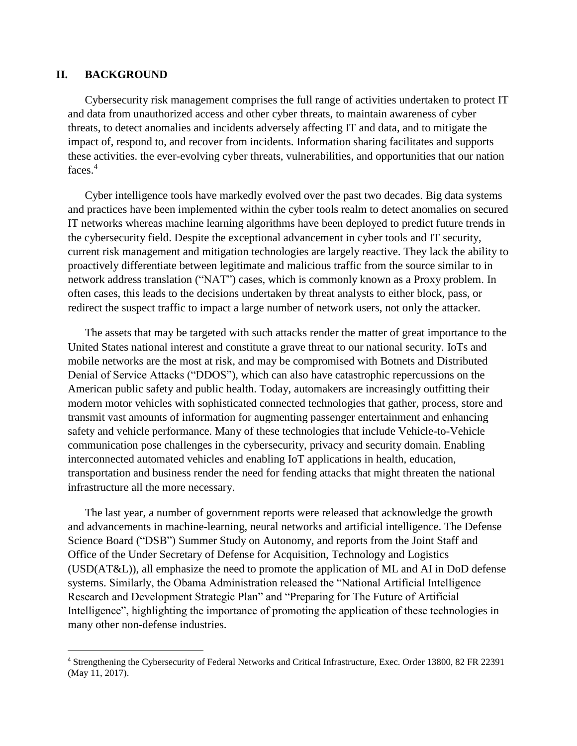## II. BACKGROUND

Cybersecurity risk management comprises the full range of activities undertaken to protect IT and data from unauthorized access and other cyber threats, to maintain awareness of cyber threats, to detect anomalies and incidents adversely affecting IT and data, and to mitigate the impact of, respond to, and recover from incidents. Information sharing facilitates and supports these activities. the ever-evolving cyber threats, vulnerabilities, and opportunities that our nation faces.[4]

Cyber intelligence tools have markedly evolved over the past two decades. Big data systems and practices have been implemented within the cyber tools realm to detect anomalies on secured IT networks whereas machine learning algorithms have been deployed to predict future trends in the cybersecurity field. Despite the exceptional advancement in cyber tools and IT security, current risk management and mitigation technologies are largely reactive. They lack the ability to proactively differentiate between legitimate and malicious traffic from the source similar to in network address translation ("NAT") cases, which is commonly known as a Proxy problem. In often cases, this leads to the decisions undertaken by threat analysts to either block, pass, or redirect the suspect traffic to impact a large number of network users, not only the attacker.

The assets that may be targeted with such attacks render the matter of great importance to the United States national interest and constitute a grave threat to our national security. IoTs and mobile networks are the most at risk, and may be compromised with Botnets and Distributed Denial of Service Attacks ("DDOS"), which can also have catastrophic repercussions on the American public safety and public health. Today, automakers are increasingly outfitting their modern motor vehicles with sophisticated connected technologies that gather, process, store and transmit vast amounts of information for augmenting passenger entertainment and enhancing safety and vehicle performance. Many of these technologies that include Vehicle-to-Vehicle communication pose challenges in the cybersecurity, privacy and security domain. Enabling interconnected automated vehicles and enabling IoT applications in health, education, transportation and business render the need for fending attacks that might threaten the national infrastructure all the more necessary.

The last year, a number of government reports were released that acknowledge the growth and advancements in machine-learning, neural networks and artificial intelligence. The Defense Science Board ("DSB") Summer Study on Autonomy, and reports from the Joint Staff and Office of the Under Secretary of Defense for Acquisition, Technology and Logistics (USD(AT&L)), all emphasize the need to promote the application of ML and AI in DoD defense systems. Similarly, the Obama Administration released the "National Artificial Intelligence Research and Development Strategic Plan" and "Preparing for The Future of Artificial Intelligence", highlighting the importance of promoting the application of these technologies in many other non-defense industries.

---

[4] Strengthening the Cybersecurity of Federal Networks and Critical Infrastructure, Exec. Order 13800, 82 FR 22391 (May 11, 2017).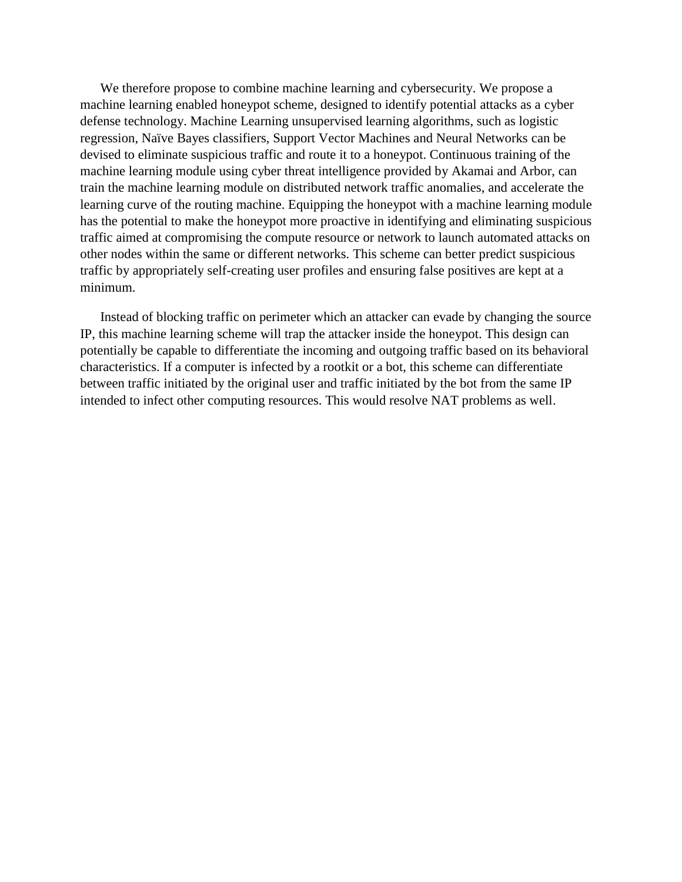We therefore propose to combine machine learning and cybersecurity. We propose a machine learning enabled honeypot scheme, designed to identify potential attacks as a cyber defense technology. Machine Learning unsupervised learning algorithms, such as logistic regression, Naïve Bayes classifiers, Support Vector Machines and Neural Networks can be devised to eliminate suspicious traffic and route it to a honeypot. Continuous training of the machine learning module using cyber threat intelligence provided by Akamai and Arbor, can train the machine learning module on distributed network traffic anomalies, and accelerate the learning curve of the routing machine. Equipping the honeypot with a machine learning module has the potential to make the honeypot more proactive in identifying and eliminating suspicious traffic aimed at compromising the compute resource or network to launch automated attacks on other nodes within the same or different networks. This scheme can better predict suspicious traffic by appropriately self-creating user profiles and ensuring false positives are kept at a minimum.

Instead of blocking traffic on perimeter which an attacker can evade by changing the source IP, this machine learning scheme will trap the attacker inside the honeypot. This design can potentially be capable to differentiate the incoming and outgoing traffic based on its behavioral characteristics. If a computer is infected by a rootkit or a bot, this scheme can differentiate between traffic initiated by the original user and traffic initiated by the bot from the same IP intended to infect other computing resources. This would resolve NAT problems as well.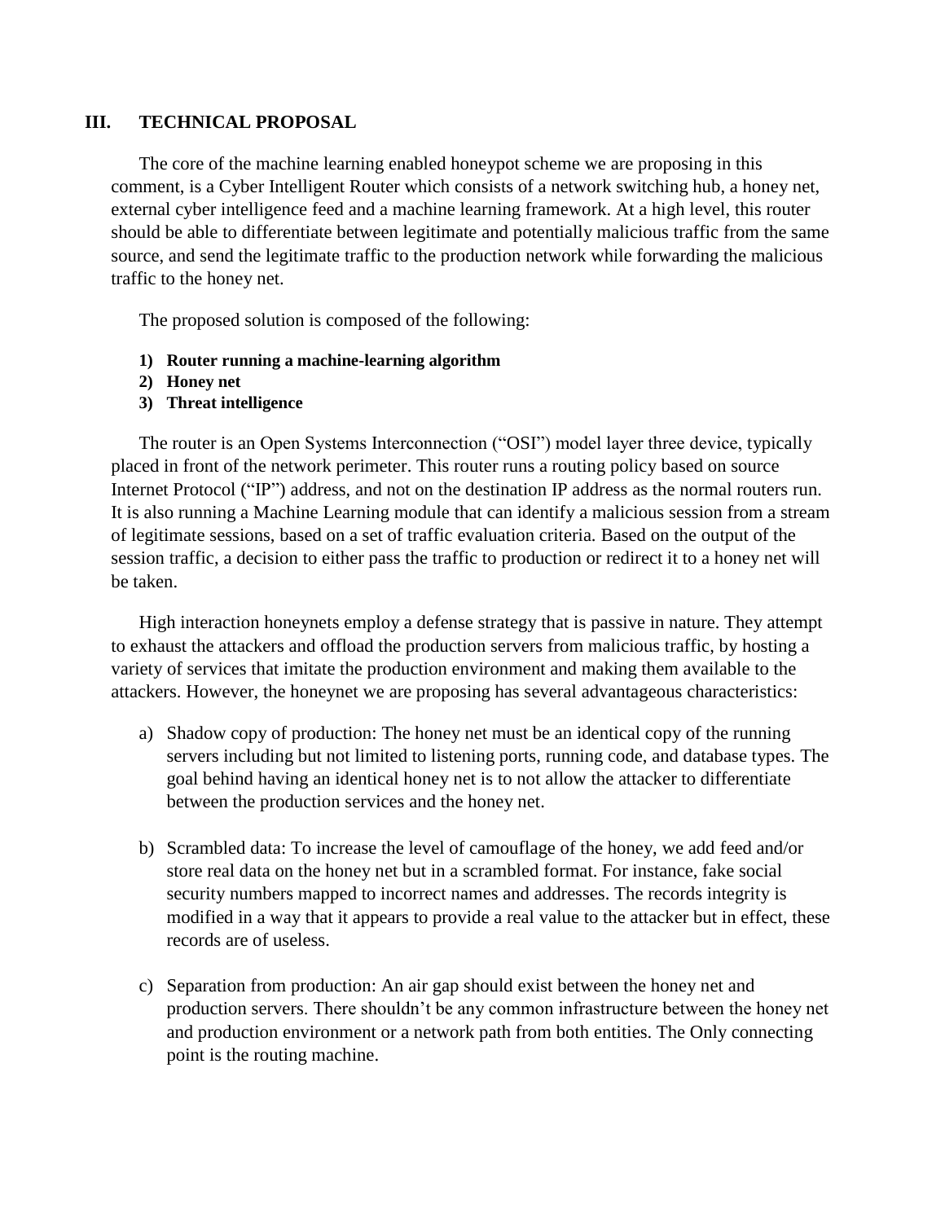## III. TECHNICAL PROPOSAL

The core of the machine learning enabled honeypot scheme we are proposing in this comment, is a Cyber Intelligent Router which consists of a network switching hub, a honey net, external cyber intelligence feed and a machine learning framework. At a high level, this router should be able to differentiate between legitimate and potentially malicious traffic from the same source, and send the legitimate traffic to the production network while forwarding the malicious traffic to the honey net.

The proposed solution is composed of the following:

1) **Router running a machine-learning algorithm**
2) **Honey net**
3) **Threat intelligence**

The router is an Open Systems Interconnection ("OSI") model layer three device, typically placed in front of the network perimeter. This router runs a routing policy based on source Internet Protocol ("IP") address, and not on the destination IP address as the normal routers run. It is also running a Machine Learning module that can identify a malicious session from a stream of legitimate sessions, based on a set of traffic evaluation criteria. Based on the output of the session traffic, a decision to either pass the traffic to production or redirect it to a honey net will be taken.

High interaction honeynets employ a defense strategy that is passive in nature. They attempt to exhaust the attackers and offload the production servers from malicious traffic, by hosting a variety of services that imitate the production environment and making them available to the attackers. However, the honeynet we are proposing has several advantageous characteristics:

a) Shadow copy of production: The honey net must be an identical copy of the running servers including but not limited to listening ports, running code, and database types. The goal behind having an identical honey net is to not allow the attacker to differentiate between the production services and the honey net.

b) Scrambled data: To increase the level of camouflage of the honey, we add feed and/or store real data on the honey net but in a scrambled format. For instance, fake social security numbers mapped to incorrect names and addresses. The records integrity is modified in a way that it appears to provide a real value to the attacker but in effect, these records are of useless.

c) Separation from production: An air gap should exist between the honey net and production servers. There shouldn't be any common infrastructure between the honey net and production environment or a network path from both entities. The Only connecting point is the routing machine.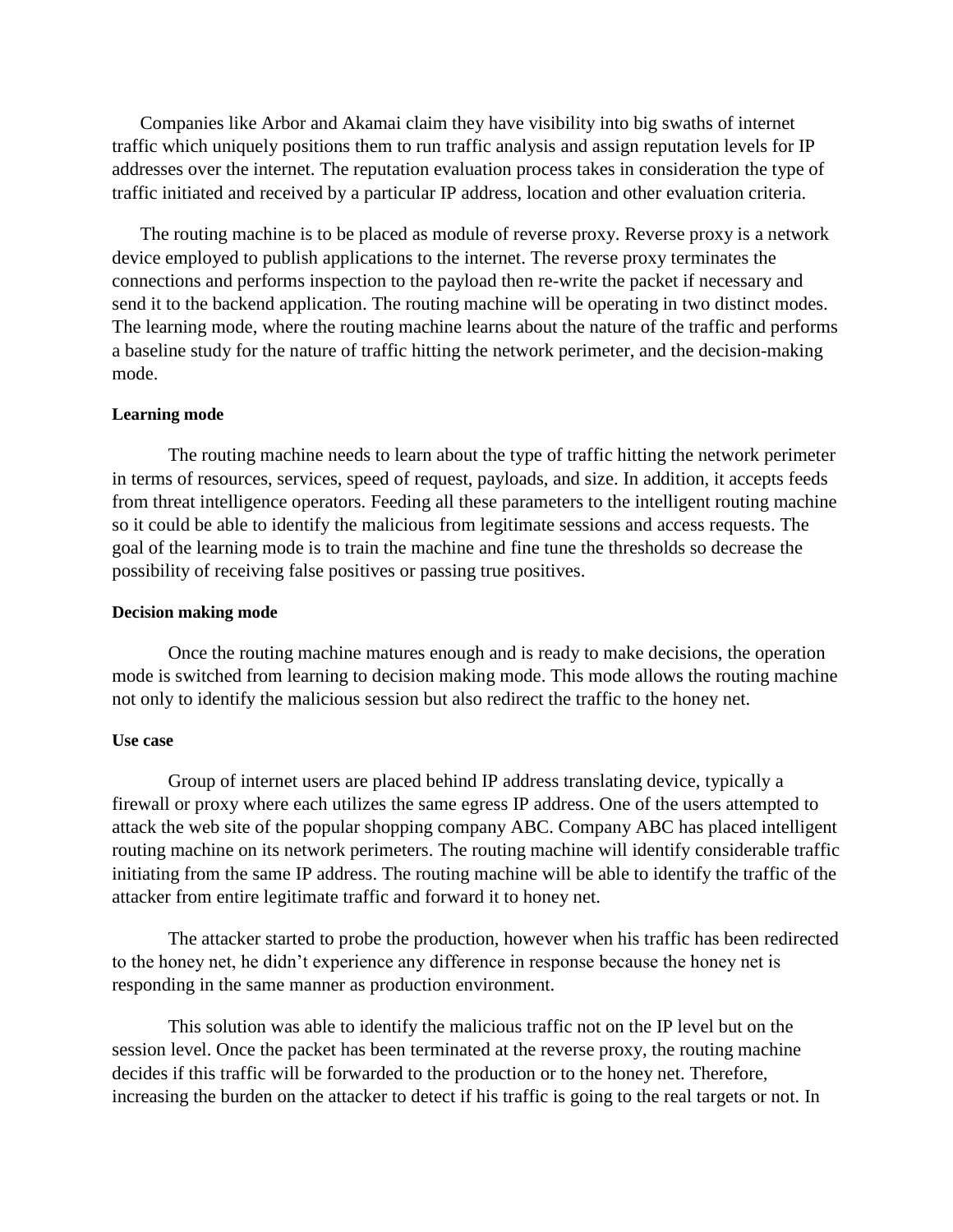Companies like Arbor and Akamai claim they have visibility into big swaths of internet traffic which uniquely positions them to run traffic analysis and assign reputation levels for IP addresses over the internet. The reputation evaluation process takes in consideration the type of traffic initiated and received by a particular IP address, location and other evaluation criteria.

The routing machine is to be placed as module of reverse proxy. Reverse proxy is a network device employed to publish applications to the internet. The reverse proxy terminates the connections and performs inspection to the payload then re-write the packet if necessary and send it to the backend application. The routing machine will be operating in two distinct modes. The learning mode, where the routing machine learns about the nature of the traffic and performs a baseline study for the nature of traffic hitting the network perimeter, and the decision-making mode.

**Learning mode**

The routing machine needs to learn about the type of traffic hitting the network perimeter in terms of resources, services, speed of request, payloads, and size. In addition, it accepts feeds from threat intelligence operators. Feeding all these parameters to the intelligent routing machine so it could be able to identify the malicious from legitimate sessions and access requests. The goal of the learning mode is to train the machine and fine tune the thresholds so decrease the possibility of receiving false positives or passing true positives.

**Decision making mode**

Once the routing machine matures enough and is ready to make decisions, the operation mode is switched from learning to decision making mode. This mode allows the routing machine not only to identify the malicious session but also redirect the traffic to the honey net.

**Use case**

Group of internet users are placed behind IP address translating device, typically a firewall or proxy where each utilizes the same egress IP address. One of the users attempted to attack the web site of the popular shopping company ABC. Company ABC has placed intelligent routing machine on its network perimeters. The routing machine will identify considerable traffic initiating from the same IP address. The routing machine will be able to identify the traffic of the attacker from entire legitimate traffic and forward it to honey net.

The attacker started to probe the production, however when his traffic has been redirected to the honey net, he didn't experience any difference in response because the honey net is responding in the same manner as production environment.

This solution was able to identify the malicious traffic not on the IP level but on the session level. Once the packet has been terminated at the reverse proxy, the routing machine decides if this traffic will be forwarded to the production or to the honey net. Therefore, increasing the burden on the attacker to detect if his traffic is going to the real targets or not. In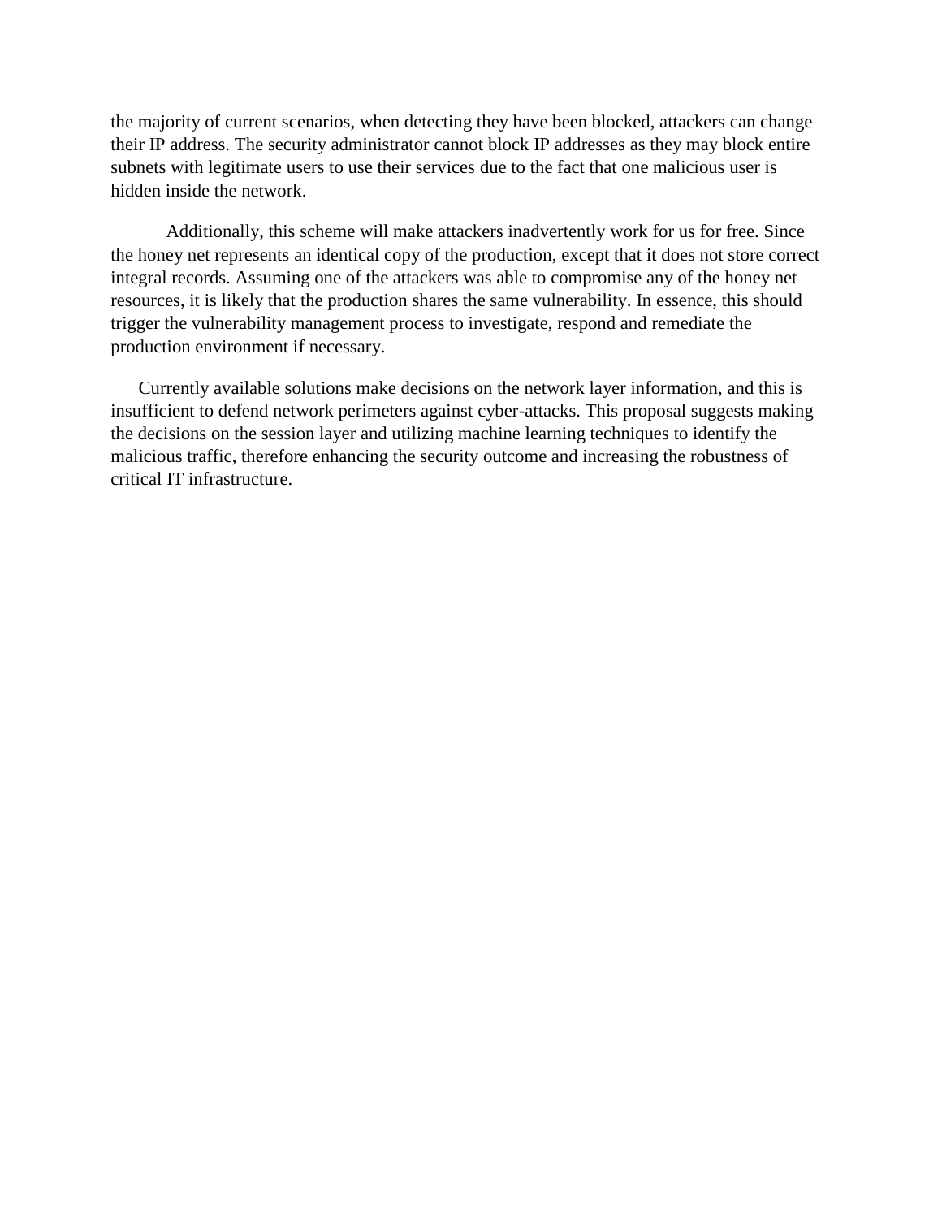the majority of current scenarios, when detecting they have been blocked, attackers can change their IP address. The security administrator cannot block IP addresses as they may block entire subnets with legitimate users to use their services due to the fact that one malicious user is hidden inside the network.

Additionally, this scheme will make attackers inadvertently work for us for free. Since the honey net represents an identical copy of the production, except that it does not store correct integral records. Assuming one of the attackers was able to compromise any of the honey net resources, it is likely that the production shares the same vulnerability. In essence, this should trigger the vulnerability management process to investigate, respond and remediate the production environment if necessary.

Currently available solutions make decisions on the network layer information, and this is insufficient to defend network perimeters against cyber-attacks. This proposal suggests making the decisions on the session layer and utilizing machine learning techniques to identify the malicious traffic, therefore enhancing the security outcome and increasing the robustness of critical IT infrastructure.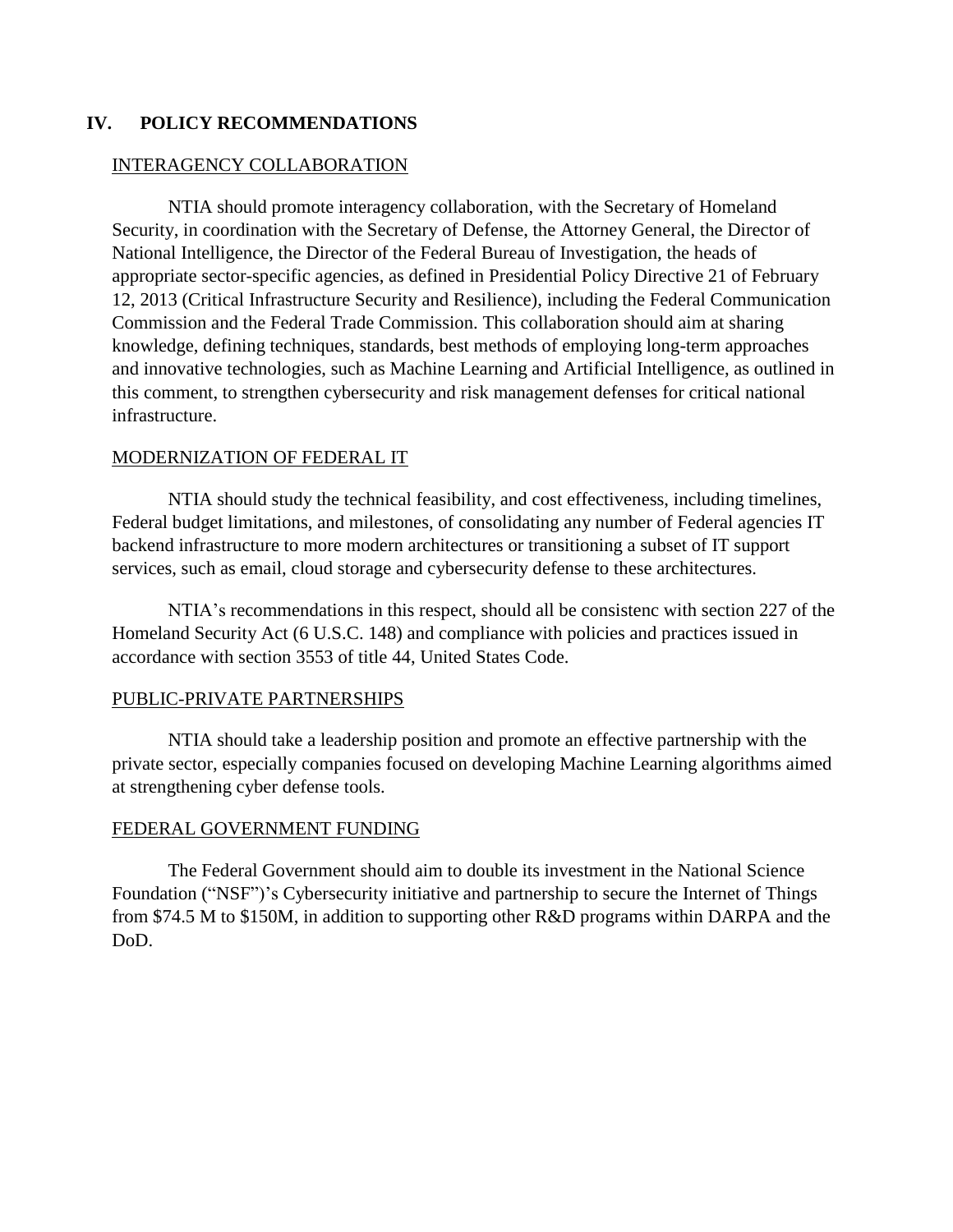## IV. POLICY RECOMMENDATIONS

INTERAGENCY COLLABORATION

NTIA should promote interagency collaboration, with the Secretary of Homeland Security, in coordination with the Secretary of Defense, the Attorney General, the Director of National Intelligence, the Director of the Federal Bureau of Investigation, the heads of appropriate sector-specific agencies, as defined in Presidential Policy Directive 21 of February 12, 2013 (Critical Infrastructure Security and Resilience), including the Federal Communication Commission and the Federal Trade Commission. This collaboration should aim at sharing knowledge, defining techniques, standards, best methods of employing long-term approaches and innovative technologies, such as Machine Learning and Artificial Intelligence, as outlined in this comment, to strengthen cybersecurity and risk management defenses for critical national infrastructure.

MODERNIZATION OF FEDERAL IT

NTIA should study the technical feasibility, and cost effectiveness, including timelines, Federal budget limitations, and milestones, of consolidating any number of Federal agencies IT backend infrastructure to more modern architectures or transitioning a subset of IT support services, such as email, cloud storage and cybersecurity defense to these architectures.

NTIA's recommendations in this respect, should all be consistenc with section 227 of the Homeland Security Act (6 U.S.C. 148) and compliance with policies and practices issued in accordance with section 3553 of title 44, United States Code.

PUBLIC-PRIVATE PARTNERSHIPS

NTIA should take a leadership position and promote an effective partnership with the private sector, especially companies focused on developing Machine Learning algorithms aimed at strengthening cyber defense tools.

FEDERAL GOVERNMENT FUNDING

The Federal Government should aim to double its investment in the National Science Foundation ("NSF")'s Cybersecurity initiative and partnership to secure the Internet of Things from $74.5 M to $150M, in addition to supporting other R&D programs within DARPA and the DoD.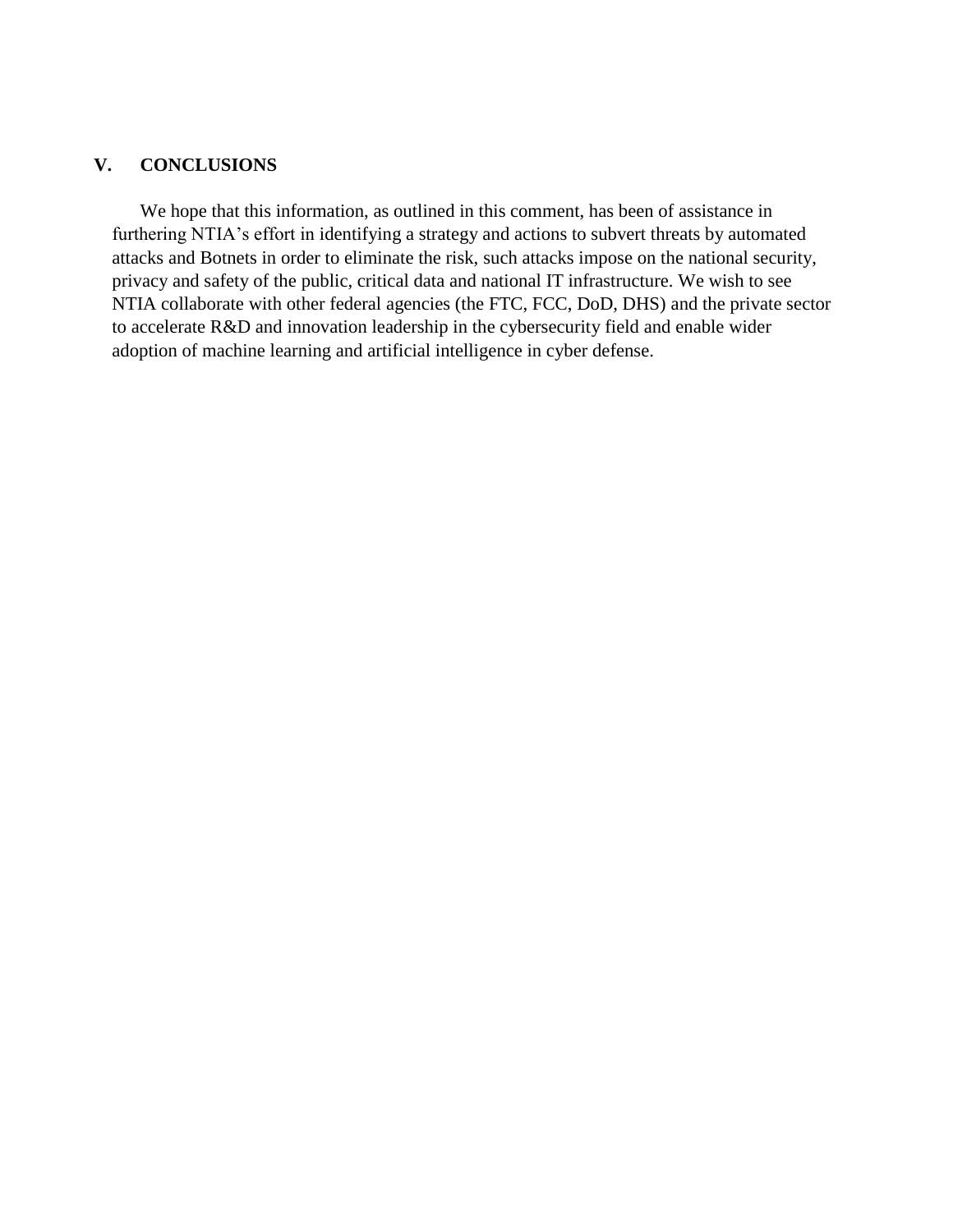## V. CONCLUSIONS

We hope that this information, as outlined in this comment, has been of assistance in furthering NTIA's effort in identifying a strategy and actions to subvert threats by automated attacks and Botnets in order to eliminate the risk, such attacks impose on the national security, privacy and safety of the public, critical data and national IT infrastructure. We wish to see NTIA collaborate with other federal agencies (the FTC, FCC, DoD, DHS) and the private sector to accelerate R&D and innovation leadership in the cybersecurity field and enable wider adoption of machine learning and artificial intelligence in cyber defense.